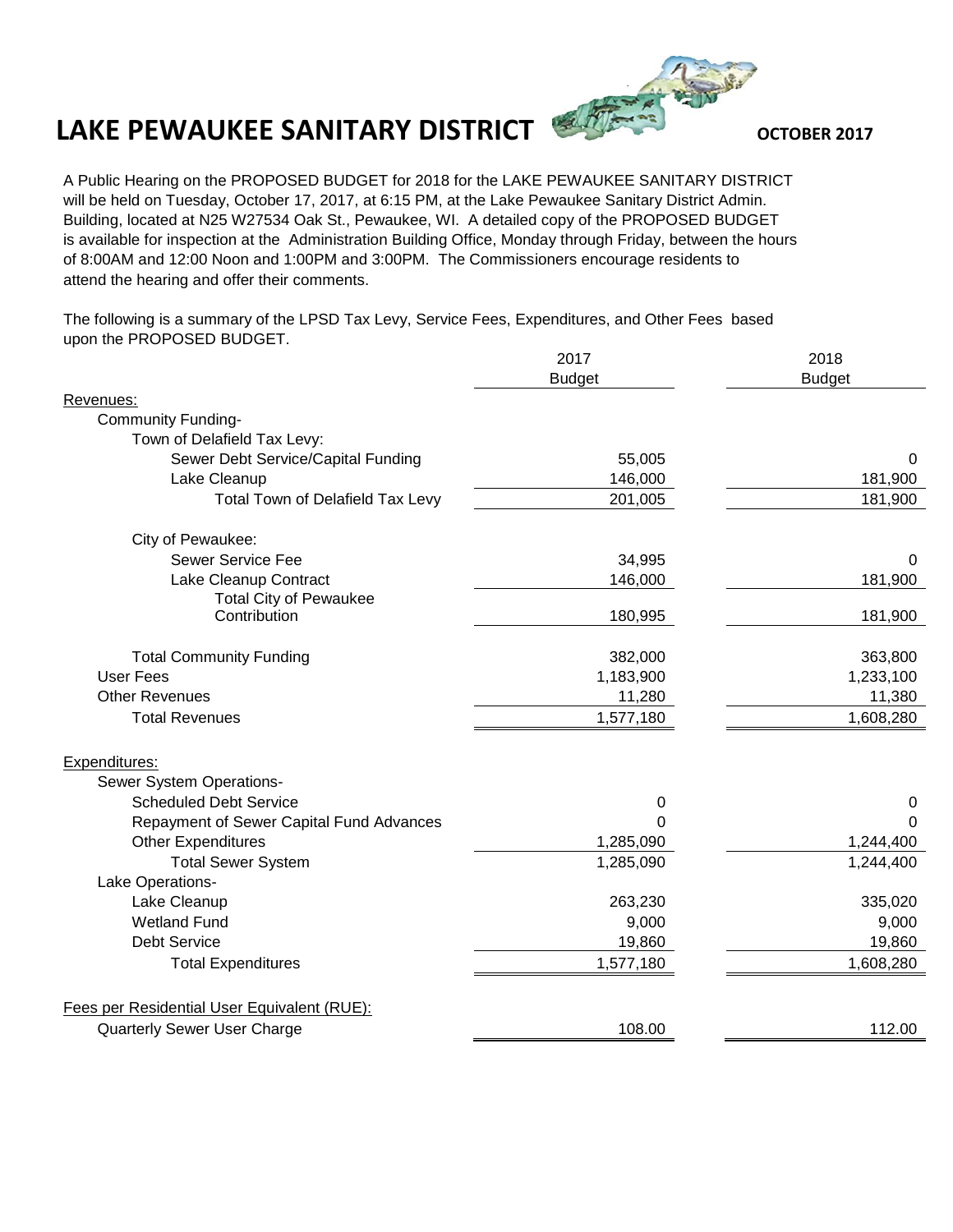# LAKE PEWAUKEE SANITARY DISTRICT

**OCTOBER 2017**

A Public Hearing on the PROPOSED BUDGET for 2018 for the LAKE PEWAUKEE SANITARY DISTRICT will be held on Tuesday, October 17, 2017, at 6:15 PM, at the Lake Pewaukee Sanitary District Admin. Building, located at N25 W27534 Oak St., Pewaukee, WI. A detailed copy of the PROPOSED BUDGET is available for inspection at the Administration Building Office, Monday through Friday, between the hours of 8:00AM and 12:00 Noon and 1:00PM and 3:00PM. The Commissioners encourage residents to attend the hearing and offer their comments.

The following is a summary of the LPSD Tax Levy, Service Fees, Expenditures, and Other Fees based upon the PROPOSED BUDGET.

| | 2017 Budget | 2018 Budget |
|---|---|---|
| Revenues: | | |
| Community Funding- | | |
| Town of Delafield Tax Levy: | | |
| Sewer Debt Service/Capital Funding | 55,005 | 0 |
| Lake Cleanup | 146,000 | 181,900 |
| Total Town of Delafield Tax Levy | 201,005 | 181,900 |
| City of Pewaukee: | | |
| Sewer Service Fee | 34,995 | 0 |
| Lake Cleanup Contract | 146,000 | 181,900 |
| Total City of Pewaukee Contribution | 180,995 | 181,900 |
| Total Community Funding | 382,000 | 363,800 |
| User Fees | 1,183,900 | 1,233,100 |
| Other Revenues | 11,280 | 11,380 |
| Total Revenues | 1,577,180 | 1,608,280 |
| Expenditures: | | |
| Sewer System Operations- | | |
| Scheduled Debt Service | 0 | 0 |
| Repayment of Sewer Capital Fund Advances | 0 | 0 |
| Other Expenditures | 1,285,090 | 1,244,400 |
| Total Sewer System | 1,285,090 | 1,244,400 |
| Lake Operations- | | |
| Lake Cleanup | 263,230 | 335,020 |
| Wetland Fund | 9,000 | 9,000 |
| Debt Service | 19,860 | 19,860 |
| Total Expenditures | 1,577,180 | 1,608,280 |
| Fees per Residential User Equivalent (RUE): | | |
| Quarterly Sewer User Charge | 108.00 | 112.00 |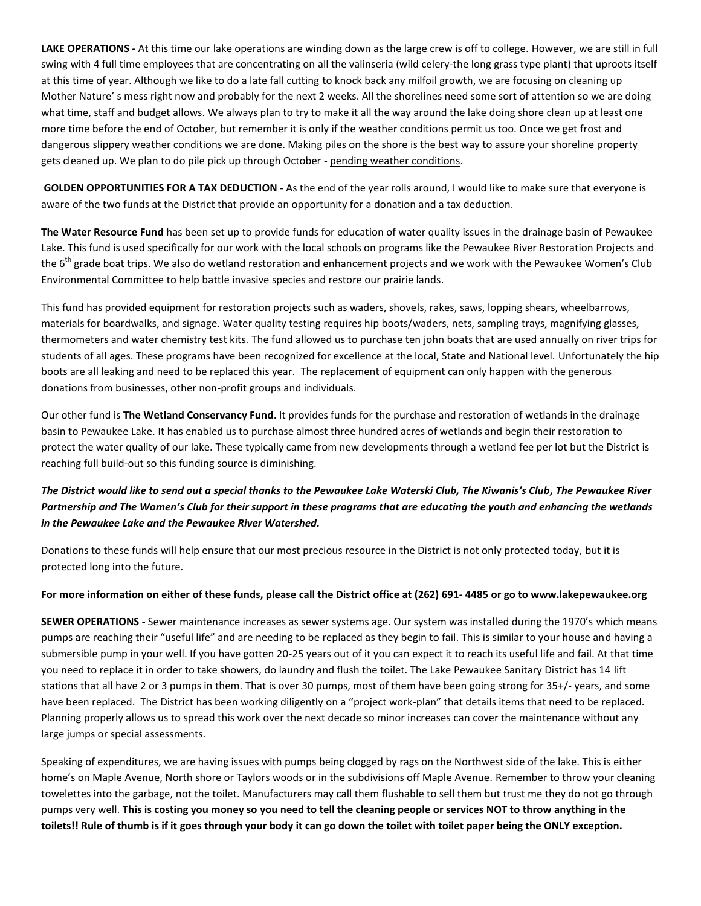**LAKE OPERATIONS -** At this time our lake operations are winding down as the large crew is off to college. However, we are still in full swing with 4 full time employees that are concentrating on all the valinseria (wild celery-the long grass type plant) that uproots itself at this time of year. Although we like to do a late fall cutting to knock back any milfoil growth, we are focusing on cleaning up Mother Nature' s mess right now and probably for the next 2 weeks. All the shorelines need some sort of attention so we are doing what time, staff and budget allows. We always plan to try to make it all the way around the lake doing shore clean up at least one more time before the end of October, but remember it is only if the weather conditions permit us too. Once we get frost and dangerous slippery weather conditions we are done. Making piles on the shore is the best way to assure your shoreline property gets cleaned up. We plan to do pile pick up through October - pending weather conditions.

**GOLDEN OPPORTUNITIES FOR A TAX DEDUCTION -** As the end of the year rolls around, I would like to make sure that everyone is aware of the two funds at the District that provide an opportunity for a donation and a tax deduction.

**The Water Resource Fund** has been set up to provide funds for education of water quality issues in the drainage basin of Pewaukee Lake. This fund is used specifically for our work with the local schools on programs like the Pewaukee River Restoration Projects and the 6th grade boat trips. We also do wetland restoration and enhancement projects and we work with the Pewaukee Women's Club Environmental Committee to help battle invasive species and restore our prairie lands.

This fund has provided equipment for restoration projects such as waders, shovels, rakes, saws, lopping shears, wheelbarrows, materials for boardwalks, and signage. Water quality testing requires hip boots/waders, nets, sampling trays, magnifying glasses, thermometers and water chemistry test kits. The fund allowed us to purchase ten john boats that are used annually on river trips for students of all ages. These programs have been recognized for excellence at the local, State and National level. Unfortunately the hip boots are all leaking and need to be replaced this year. The replacement of equipment can only happen with the generous donations from businesses, other non-profit groups and individuals.

Our other fund is **The Wetland Conservancy Fund**. It provides funds for the purchase and restoration of wetlands in the drainage basin to Pewaukee Lake. It has enabled us to purchase almost three hundred acres of wetlands and begin their restoration to protect the water quality of our lake. These typically came from new developments through a wetland fee per lot but the District is reaching full build-out so this funding source is diminishing.

***The District would like to send out a special thanks to the Pewaukee Lake Waterski Club, The Kiwanis's Club, The Pewaukee River Partnership and The Women's Club for their support in these programs that are educating the youth and enhancing the wetlands in the Pewaukee Lake and the Pewaukee River Watershed.***

Donations to these funds will help ensure that our most precious resource in the District is not only protected today, but it is protected long into the future.

**For more information on either of these funds, please call the District office at (262) 691- 4485 or go to www.lakepewaukee.org**

**SEWER OPERATIONS -** Sewer maintenance increases as sewer systems age. Our system was installed during the 1970's which means pumps are reaching their "useful life" and are needing to be replaced as they begin to fail. This is similar to your house and having a submersible pump in your well. If you have gotten 20-25 years out of it you can expect it to reach its useful life and fail. At that time you need to replace it in order to take showers, do laundry and flush the toilet. The Lake Pewaukee Sanitary District has 14 lift stations that all have 2 or 3 pumps in them. That is over 30 pumps, most of them have been going strong for 35+/- years, and some have been replaced. The District has been working diligently on a "project work-plan" that details items that need to be replaced. Planning properly allows us to spread this work over the next decade so minor increases can cover the maintenance without any large jumps or special assessments.

Speaking of expenditures, we are having issues with pumps being clogged by rags on the Northwest side of the lake. This is either home's on Maple Avenue, North shore or Taylors woods or in the subdivisions off Maple Avenue. Remember to throw your cleaning towelettes into the garbage, not the toilet. Manufacturers may call them flushable to sell them but trust me they do not go through pumps very well. **This is costing you money so you need to tell the cleaning people or services NOT to throw anything in the toilets!! Rule of thumb is if it goes through your body it can go down the toilet with toilet paper being the ONLY exception.**